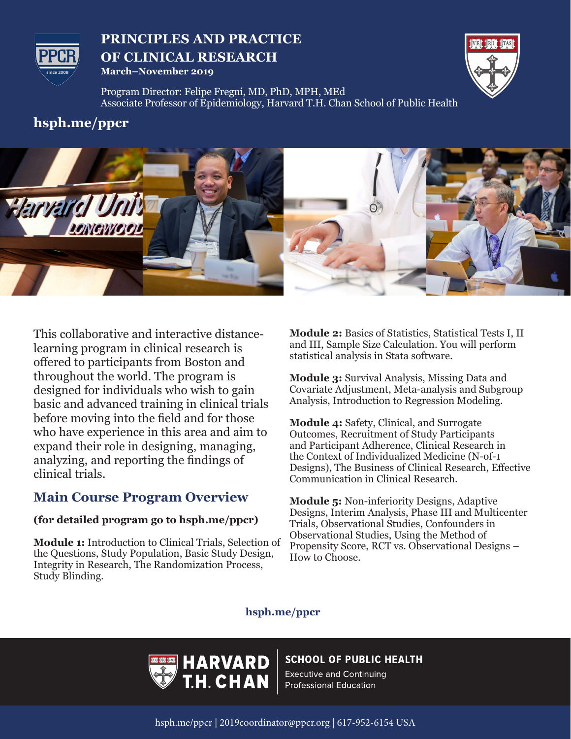# PRINCIPLES AND PRACTICE OF CLINICAL RESEARCH

**March–November 2019**

Program Director: Felipe Fregni, MD, PhD, MPH, MEd
Associate Professor of Epidemiology, Harvard T.H. Chan School of Public Health

**hsph.me/ppcr**

This collaborative and interactive distance-learning program in clinical research is offered to participants from Boston and throughout the world. The program is designed for individuals who wish to gain basic and advanced training in clinical trials before moving into the field and for those who have experience in this area and aim to expand their role in designing, managing, analyzing, and reporting the findings of clinical trials.

## Main Course Program Overview

**(for detailed program go to hsph.me/ppcr)**

**Module 1:** Introduction to Clinical Trials, Selection of the Questions, Study Population, Basic Study Design, Integrity in Research, The Randomization Process, Study Blinding.

**Module 2:** Basics of Statistics, Statistical Tests I, II and III, Sample Size Calculation. You will perform statistical analysis in Stata software.

**Module 3:** Survival Analysis, Missing Data and Covariate Adjustment, Meta-analysis and Subgroup Analysis, Introduction to Regression Modeling.

**Module 4:** Safety, Clinical, and Surrogate Outcomes, Recruitment of Study Participants and Participant Adherence, Clinical Research in the Context of Individualized Medicine (N-of-1 Designs), The Business of Clinical Research, Effective Communication in Clinical Research.

**Module 5:** Non-inferiority Designs, Adaptive Designs, Interim Analysis, Phase III and Multicenter Trials, Observational Studies, Confounders in Observational Studies, Using the Method of Propensity Score, RCT vs. Observational Designs – How to Choose.

**hsph.me/ppcr**

HARVARD T.H. CHAN SCHOOL OF PUBLIC HEALTH
Executive and Continuing Professional Education

hsph.me/ppcr | 2019coordinator@ppcr.org | 617-952-6154 USA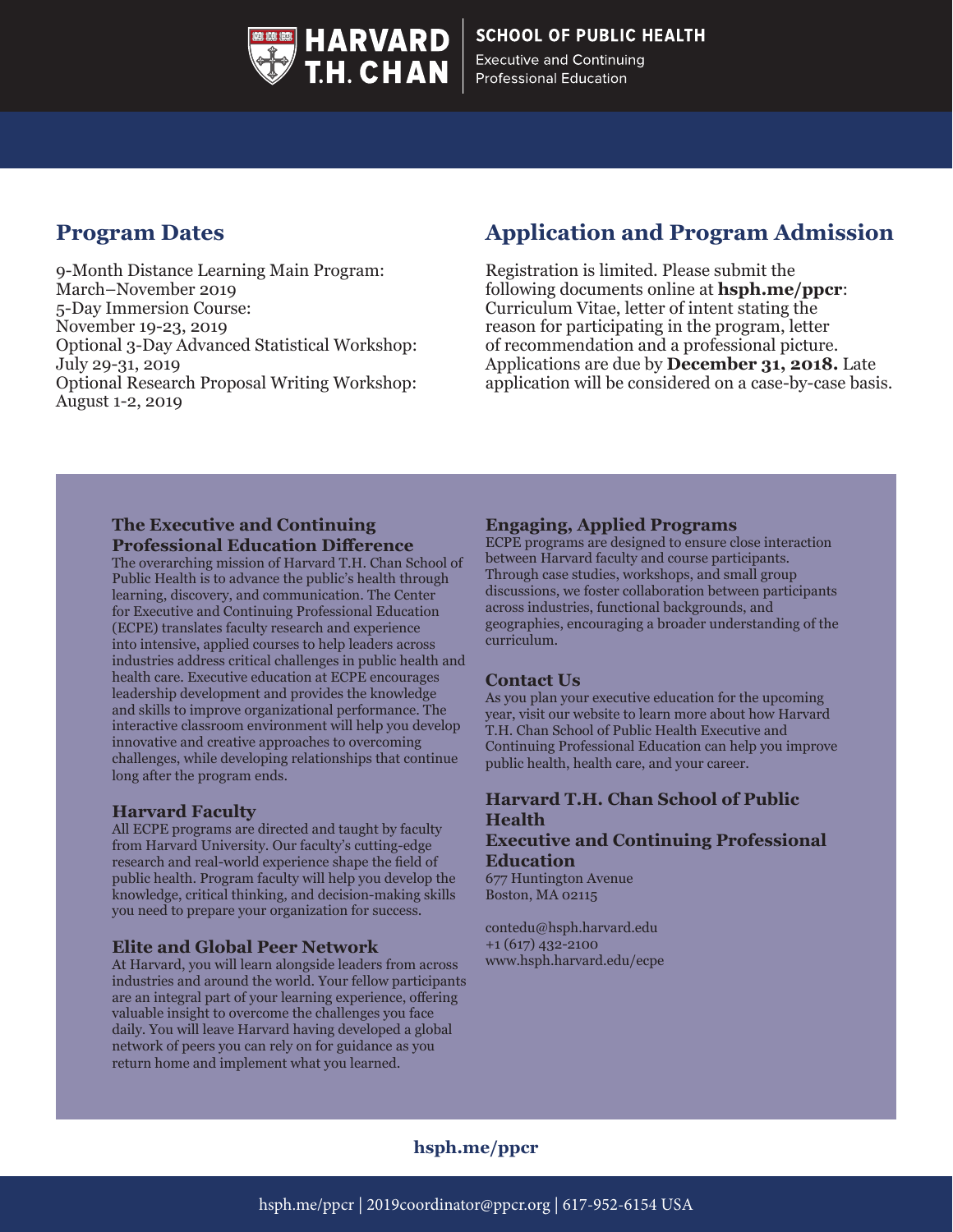HARVARD T.H. CHAN

SCHOOL OF PUBLIC HEALTH

Executive and Continuing Professional Education

## Program Dates

9-Month Distance Learning Main Program:
March–November 2019
5-Day Immersion Course:
November 19-23, 2019
Optional 3-Day Advanced Statistical Workshop:
July 29-31, 2019
Optional Research Proposal Writing Workshop:
August 1-2, 2019

## Application and Program Admission

Registration is limited. Please submit the following documents online at **hsph.me/ppcr**: Curriculum Vitae, letter of intent stating the reason for participating in the program, letter of recommendation and a professional picture. Applications are due by **December 31, 2018.** Late application will be considered on a case-by-case basis.

### The Executive and Continuing Professional Education Difference

The overarching mission of Harvard T.H. Chan School of Public Health is to advance the public's health through learning, discovery, and communication. The Center for Executive and Continuing Professional Education (ECPE) translates faculty research and experience into intensive, applied courses to help leaders across industries address critical challenges in public health and health care. Executive education at ECPE encourages leadership development and provides the knowledge and skills to improve organizational performance. The interactive classroom environment will help you develop innovative and creative approaches to overcoming challenges, while developing relationships that continue long after the program ends.

### Harvard Faculty

All ECPE programs are directed and taught by faculty from Harvard University. Our faculty's cutting-edge research and real-world experience shape the field of public health. Program faculty will help you develop the knowledge, critical thinking, and decision-making skills you need to prepare your organization for success.

### Elite and Global Peer Network

At Harvard, you will learn alongside leaders from across industries and around the world. Your fellow participants are an integral part of your learning experience, offering valuable insight to overcome the challenges you face daily. You will leave Harvard having developed a global network of peers you can rely on for guidance as you return home and implement what you learned.

### Engaging, Applied Programs

ECPE programs are designed to ensure close interaction between Harvard faculty and course participants. Through case studies, workshops, and small group discussions, we foster collaboration between participants across industries, functional backgrounds, and geographies, encouraging a broader understanding of the curriculum.

### Contact Us

As you plan your executive education for the upcoming year, visit our website to learn more about how Harvard T.H. Chan School of Public Health Executive and Continuing Professional Education can help you improve public health, health care, and your career.

### Harvard T.H. Chan School of Public Health Executive and Continuing Professional Education

677 Huntington Avenue
Boston, MA 02115

contedu@hsph.harvard.edu
+1 (617) 432-2100
www.hsph.harvard.edu/ecpe

**hsph.me/ppcr**

hsph.me/ppcr | 2019coordinator@ppcr.org | 617-952-6154 USA